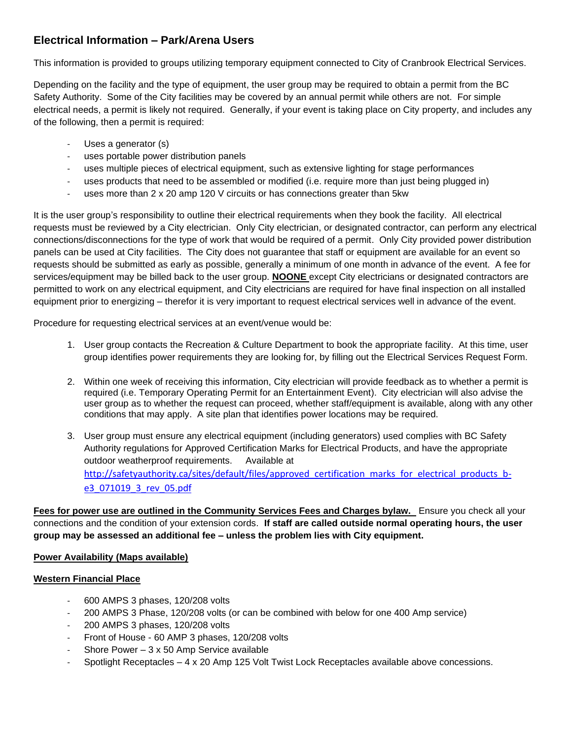## Electrical Information – Park/Arena Users

This information is provided to groups utilizing temporary equipment connected to City of Cranbrook Electrical Services.

Depending on the facility and the type of equipment, the user group may be required to obtain a permit from the BC Safety Authority. Some of the City facilities may be covered by an annual permit while others are not. For simple electrical needs, a permit is likely not required. Generally, if your event is taking place on City property, and includes any of the following, then a permit is required:

- Uses a generator (s)
- uses portable power distribution panels
- uses multiple pieces of electrical equipment, such as extensive lighting for stage performances
- uses products that need to be assembled or modified (i.e. require more than just being plugged in)
- uses more than 2 x 20 amp 120 V circuits or has connections greater than 5kw

It is the user group's responsibility to outline their electrical requirements when they book the facility. All electrical requests must be reviewed by a City electrician. Only City electrician, or designated contractor, can perform any electrical connections/disconnections for the type of work that would be required of a permit. Only City provided power distribution panels can be used at City facilities. The City does not guarantee that staff or equipment are available for an event so requests should be submitted as early as possible, generally a minimum of one month in advance of the event. A fee for services/equipment may be billed back to the user group. **NOONE** except City electricians or designated contractors are permitted to work on any electrical equipment, and City electricians are required for have final inspection on all installed equipment prior to energizing – therefor it is very important to request electrical services well in advance of the event.

Procedure for requesting electrical services at an event/venue would be:

1. User group contacts the Recreation & Culture Department to book the appropriate facility. At this time, user group identifies power requirements they are looking for, by filling out the Electrical Services Request Form.

2. Within one week of receiving this information, City electrician will provide feedback as to whether a permit is required (i.e. Temporary Operating Permit for an Entertainment Event). City electrician will also advise the user group as to whether the request can proceed, whether staff/equipment is available, along with any other conditions that may apply. A site plan that identifies power locations may be required.

3. User group must ensure any electrical equipment (including generators) used complies with BC Safety Authority regulations for Approved Certification Marks for Electrical Products, and have the appropriate outdoor weatherproof requirements. Available at http://safetyauthority.ca/sites/default/files/approved_certification_marks_for_electrical_products_b-e3_071019_3_rev_05.pdf

**Fees for power use are outlined in the Community Services Fees and Charges bylaw.** Ensure you check all your connections and the condition of your extension cords. **If staff are called outside normal operating hours, the user group may be assessed an additional fee – unless the problem lies with City equipment.**

**Power Availability (Maps available)**

**Western Financial Place**

- 600 AMPS 3 phases, 120/208 volts
- 200 AMPS 3 Phase, 120/208 volts (or can be combined with below for one 400 Amp service)
- 200 AMPS 3 phases, 120/208 volts
- Front of House - 60 AMP 3 phases, 120/208 volts
- Shore Power – 3 x 50 Amp Service available
- Spotlight Receptacles – 4 x 20 Amp 125 Volt Twist Lock Receptacles available above concessions.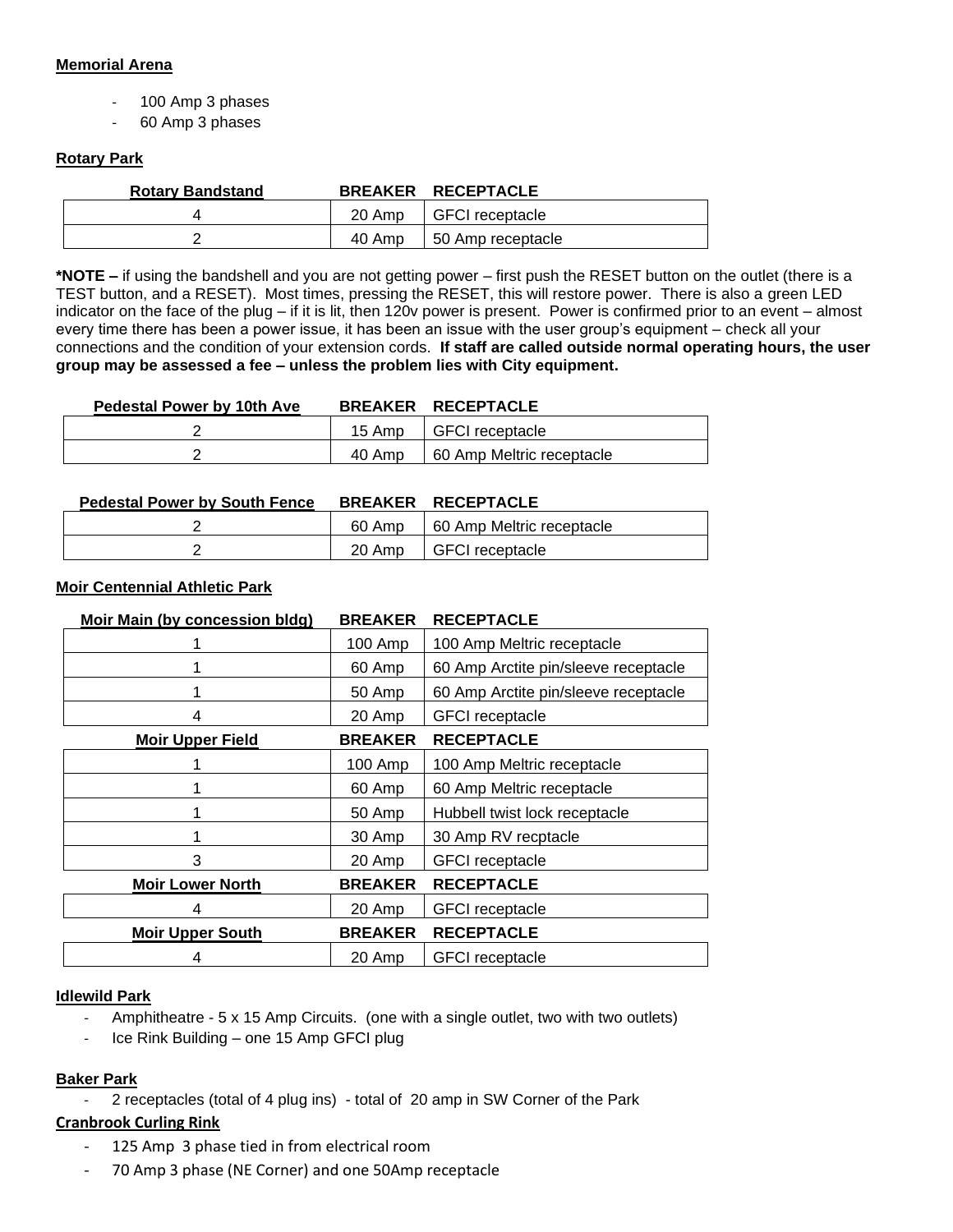**Memorial Arena**

- 100 Amp 3 phases
- 60 Amp 3 phases

**Rotary Park**

| Rotary Bandstand | BREAKER | RECEPTACLE |
|---|---|---|
| 4 | 20 Amp | GFCI receptacle |
| 2 | 40 Amp | 50 Amp receptacle |

**\*NOTE –** if using the bandshell and you are not getting power – first push the RESET button on the outlet (there is a TEST button, and a RESET). Most times, pressing the RESET, this will restore power. There is also a green LED indicator on the face of the plug – if it is lit, then 120v power is present. Power is confirmed prior to an event – almost every time there has been a power issue, it has been an issue with the user group's equipment – check all your connections and the condition of your extension cords. **If staff are called outside normal operating hours, the user group may be assessed a fee – unless the problem lies with City equipment.**

| Pedestal Power by 10th Ave | BREAKER | RECEPTACLE |
|---|---|---|
| 2 | 15 Amp | GFCI receptacle |
| 2 | 40 Amp | 60 Amp Meltric receptacle |

| Pedestal Power by South Fence | BREAKER | RECEPTACLE |
|---|---|---|
| 2 | 60 Amp | 60 Amp Meltric receptacle |
| 2 | 20 Amp | GFCI receptacle |

**Moir Centennial Athletic Park**

| Moir Main (by concession bldg) | BREAKER | RECEPTACLE |
|---|---|---|
| 1 | 100 Amp | 100 Amp Meltric receptacle |
| 1 | 60 Amp | 60 Amp Arctite pin/sleeve receptacle |
| 1 | 50 Amp | 60 Amp Arctite pin/sleeve receptacle |
| 4 | 20 Amp | GFCI receptacle |
| **Moir Upper Field** | **BREAKER** | **RECEPTACLE** |
| 1 | 100 Amp | 100 Amp Meltric receptacle |
| 1 | 60 Amp | 60 Amp Meltric receptacle |
| 1 | 50 Amp | Hubbell twist lock receptacle |
| 1 | 30 Amp | 30 Amp RV recptacle |
| 3 | 20 Amp | GFCI receptacle |
| **Moir Lower North** | **BREAKER** | **RECEPTACLE** |
| 4 | 20 Amp | GFCI receptacle |
| **Moir Upper South** | **BREAKER** | **RECEPTACLE** |
| 4 | 20 Amp | GFCI receptacle |

**Idlewild Park**

- Amphitheatre - 5 x 15 Amp Circuits. (one with a single outlet, two with two outlets)
- Ice Rink Building – one 15 Amp GFCI plug

**Baker Park**

- 2 receptacles (total of 4 plug ins) - total of 20 amp in SW Corner of the Park

**Cranbrook Curling Rink**

- 125 Amp 3 phase tied in from electrical room
- 70 Amp 3 phase (NE Corner) and one 50Amp receptacle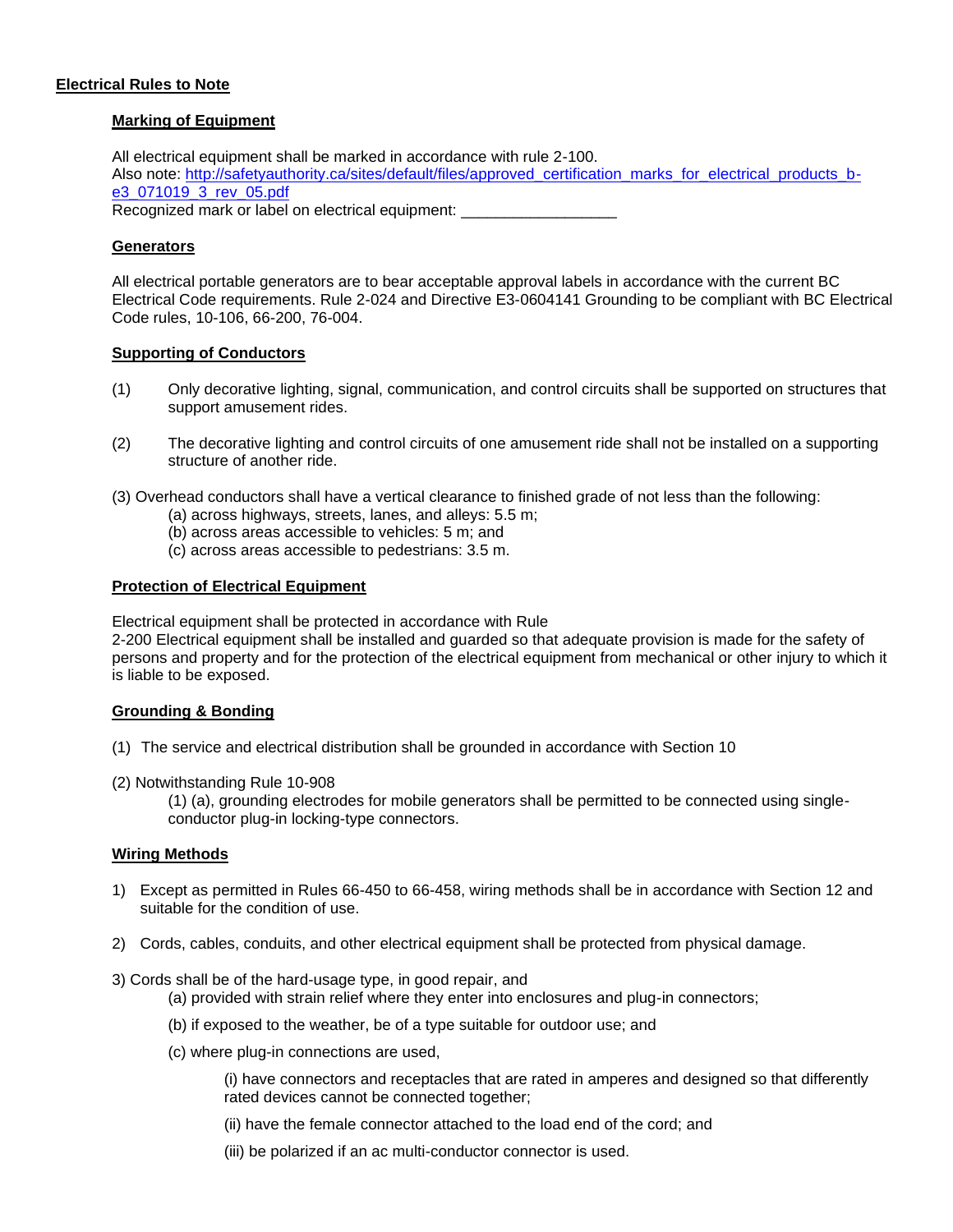## Electrical Rules to Note

### Marking of Equipment

All electrical equipment shall be marked in accordance with rule 2-100.
Also note: [http://safetyauthority.ca/sites/default/files/approved_certification_marks_for_electrical_products_b-e3_071019_3_rev_05.pdf](http://safetyauthority.ca/sites/default/files/approved_certification_marks_for_electrical_products_b-e3_071019_3_rev_05.pdf)
Recognized mark or label on electrical equipment: ___________________

### Generators

All electrical portable generators are to bear acceptable approval labels in accordance with the current BC Electrical Code requirements. Rule 2-024 and Directive E3-0604141 Grounding to be compliant with BC Electrical Code rules, 10-106, 66-200, 76-004.

### Supporting of Conductors

(1) Only decorative lighting, signal, communication, and control circuits shall be supported on structures that support amusement rides.

(2) The decorative lighting and control circuits of one amusement ride shall not be installed on a supporting structure of another ride.

(3) Overhead conductors shall have a vertical clearance to finished grade of not less than the following:
- (a) across highways, streets, lanes, and alleys: 5.5 m;
- (b) across areas accessible to vehicles: 5 m; and
- (c) across areas accessible to pedestrians: 3.5 m.

### Protection of Electrical Equipment

Electrical equipment shall be protected in accordance with Rule
2-200 Electrical equipment shall be installed and guarded so that adequate provision is made for the safety of persons and property and for the protection of the electrical equipment from mechanical or other injury to which it is liable to be exposed.

### Grounding & Bonding

(1) The service and electrical distribution shall be grounded in accordance with Section 10

(2) Notwithstanding Rule 10-908
(1) (a), grounding electrodes for mobile generators shall be permitted to be connected using single-conductor plug-in locking-type connectors.

### Wiring Methods

1) Except as permitted in Rules 66-450 to 66-458, wiring methods shall be in accordance with Section 12 and suitable for the condition of use.

2) Cords, cables, conduits, and other electrical equipment shall be protected from physical damage.

3) Cords shall be of the hard-usage type, in good repair, and
- (a) provided with strain relief where they enter into enclosures and plug-in connectors;
- (b) if exposed to the weather, be of a type suitable for outdoor use; and
- (c) where plug-in connections are used,
  - (i) have connectors and receptacles that are rated in amperes and designed so that differently rated devices cannot be connected together;
  - (ii) have the female connector attached to the load end of the cord; and
  - (iii) be polarized if an ac multi-conductor connector is used.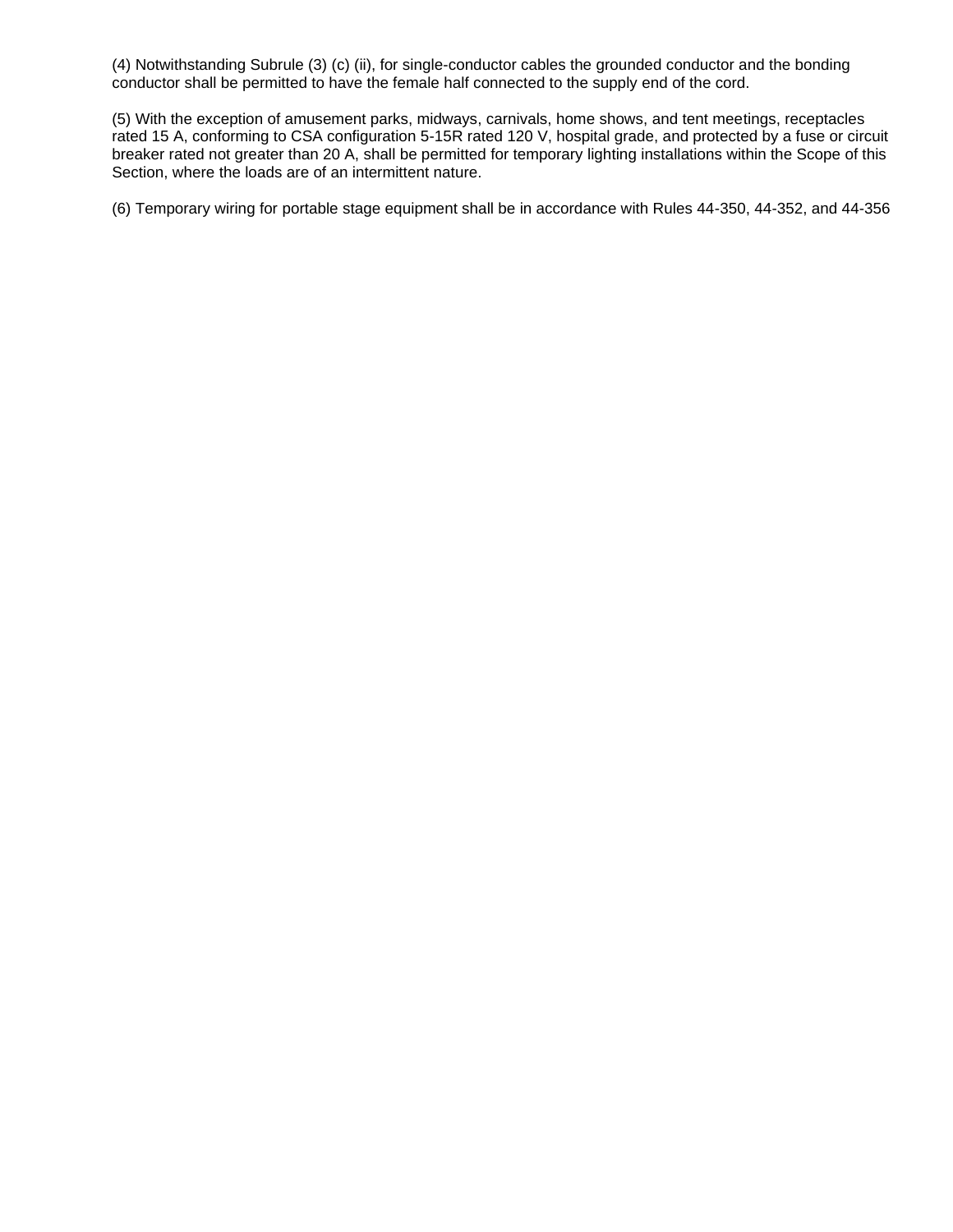(4) Notwithstanding Subrule (3) (c) (ii), for single-conductor cables the grounded conductor and the bonding conductor shall be permitted to have the female half connected to the supply end of the cord.

(5) With the exception of amusement parks, midways, carnivals, home shows, and tent meetings, receptacles rated 15 A, conforming to CSA configuration 5-15R rated 120 V, hospital grade, and protected by a fuse or circuit breaker rated not greater than 20 A, shall be permitted for temporary lighting installations within the Scope of this Section, where the loads are of an intermittent nature.

(6) Temporary wiring for portable stage equipment shall be in accordance with Rules 44-350, 44-352, and 44-356